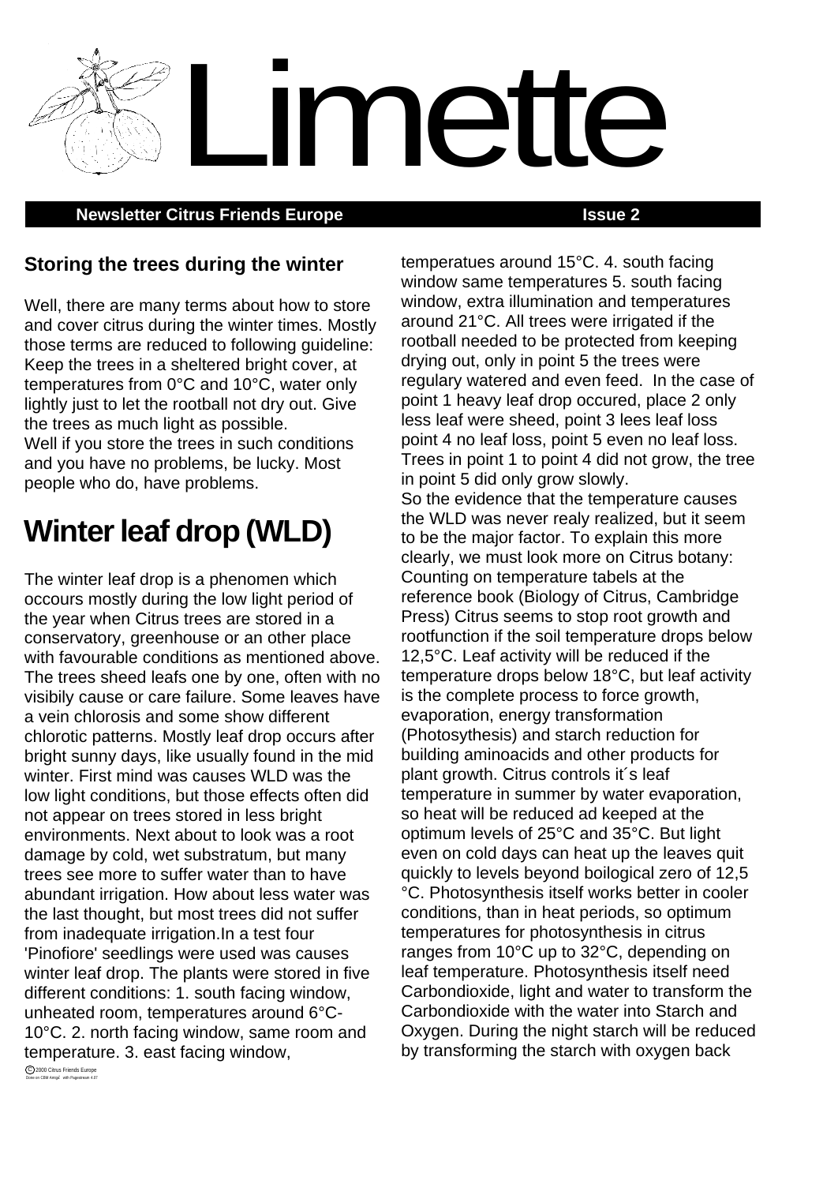# Limette

**Newsletter Citrus Friends Europe Issue 2**

## Storing the trees during the winter

Well, there are many terms about how to store and cover citrus during the winter times. Mostly those terms are reduced to following guideline: Keep the trees in a sheltered bright cover, at temperatures from 0°C and 10°C, water only lightly just to let the rootball not dry out. Give the trees as much light as possible.
Well if you store the trees in such conditions and you have no problems, be lucky. Most people who do, have problems.

# Winter leaf drop (WLD)

The winter leaf drop is a phenomen which occours mostly during the low light period of the year when Citrus trees are stored in a conservatory, greenhouse or an other place with favourable conditions as mentioned above. The trees sheed leafs one by one, often with no visibily cause or care failure. Some leaves have a vein chlorosis and some show different chlorotic patterns. Mostly leaf drop occurs after bright sunny days, like usually found in the mid winter. First mind was causes WLD was the low light conditions, but those effects often did not appear on trees stored in less bright environments. Next about to look was a root damage by cold, wet substratum, but many trees see more to suffer water than to have abundant irrigation. How about less water was the last thought, but most trees did not suffer from inadequate irrigation.In a test four 'Pinofiore' seedlings were used was causes winter leaf drop. The plants were stored in five different conditions: 1. south facing window, unheated room, temperatures around 6°C-10°C. 2. north facing window, same room and temperature. 3. east facing window, temperatues around 15°C. 4. south facing window same temperatures 5. south facing window, extra illumination and temperatures around 21°C. All trees were irrigated if the rootball needed to be protected from keeping drying out, only in point 5 the trees were regulary watered and even feed. In the case of point 1 heavy leaf drop occured, place 2 only less leaf were sheed, point 3 lees leaf loss point 4 no leaf loss, point 5 even no leaf loss. Trees in point 1 to point 4 did not grow, the tree in point 5 did only grow slowly.
So the evidence that the temperature causes the WLD was never realy realized, but it seem to be the major factor. To explain this more clearly, we must look more on Citrus botany: Counting on temperature tabels at the reference book (Biology of Citrus, Cambridge Press) Citrus seems to stop root growth and rootfunction if the soil temperature drops below 12,5°C. Leaf activity will be reduced if the temperature drops below 18°C, but leaf activity is the complete process to force growth, evaporation, energy transformation (Photosysthesis) and starch reduction for building aminoacids and other products for plant growth. Citrus controls it´s leaf temperature in summer by water evaporation, so heat will be reduced ad keeped at the optimum levels of 25°C and 35°C. But light even on cold days can heat up the leaves quit quickly to levels beyond boilogical zero of 12,5 °C. Photosynthesis itself works better in cooler conditions, than in heat periods, so optimum temperatures for photosynthesis in citrus ranges from 10°C up to 32°C, depending on leaf temperature. Photosynthesis itself need Carbondioxide, light and water to transform the Carbondioxide with the water into Starch and Oxygen. During the night starch will be reduced by transforming the starch with oxygen back

© 2000 Citrus Friends Europe
Done on CBM Amiga with Pagestream 4.07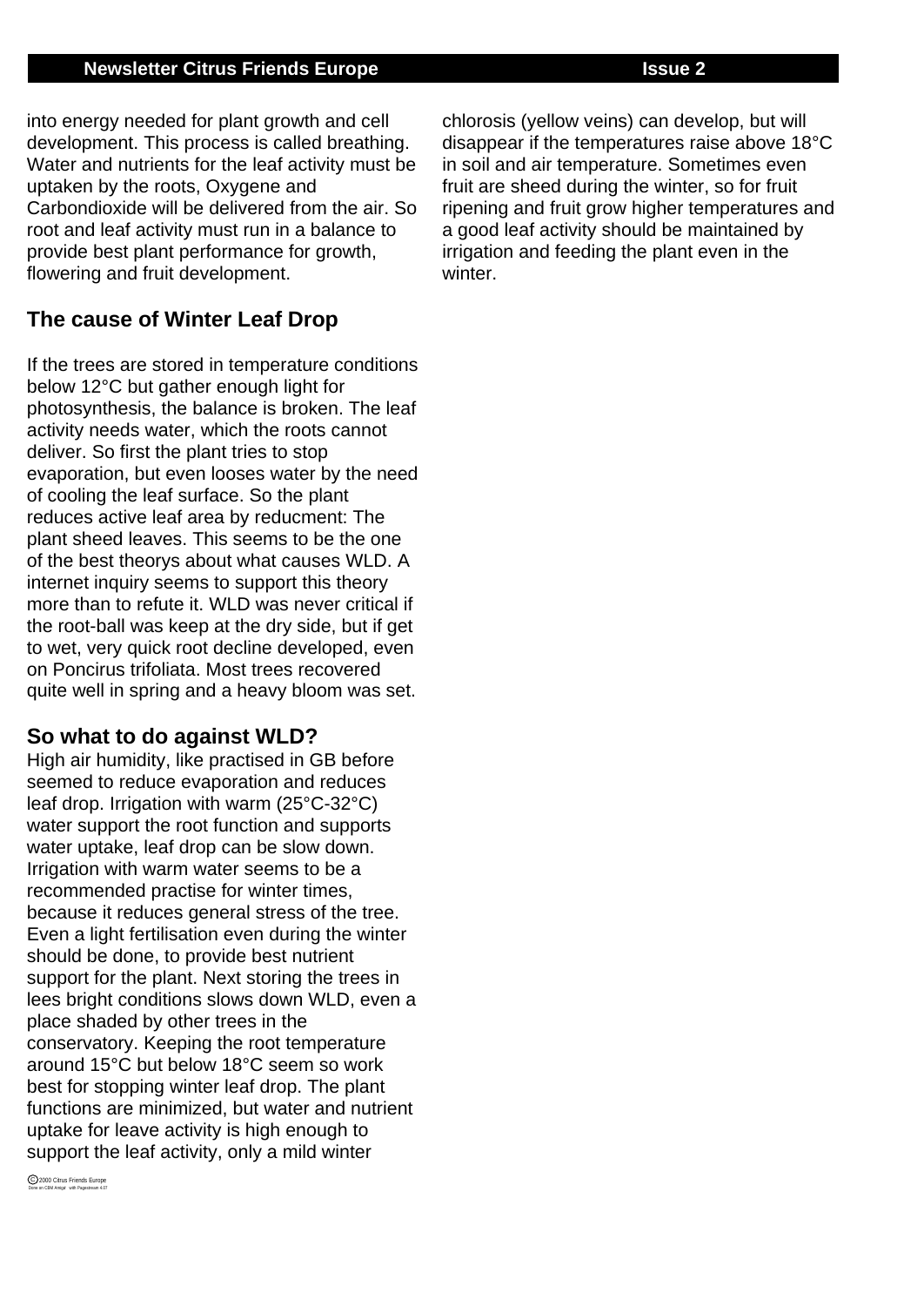into energy needed for plant growth and cell development. This process is called breathing. Water and nutrients for the leaf activity must be uptaken by the roots, Oxygene and Carbondioxide will be delivered from the air. So root and leaf activity must run in a balance to provide best plant performance for growth, flowering and fruit development.

## The cause of Winter Leaf Drop

If the trees are stored in temperature conditions below 12°C but gather enough light for photosynthesis, the balance is broken. The leaf activity needs water, which the roots cannot deliver. So first the plant tries to stop evaporation, but even looses water by the need of cooling the leaf surface. So the plant reduces active leaf area by reducment: The plant sheed leaves. This seems to be the one of the best theorys about what causes WLD. A internet inquiry seems to support this theory more than to refute it. WLD was never critical if the root-ball was keep at the dry side, but if get to wet, very quick root decline developed, even on Poncirus trifoliata. Most trees recovered quite well in spring and a heavy bloom was set.

## So what to do against WLD?

High air humidity, like practised in GB before seemed to reduce evaporation and reduces leaf drop. Irrigation with warm (25°C-32°C) water support the root function and supports water uptake, leaf drop can be slow down. Irrigation with warm water seems to be a recommended practise for winter times, because it reduces general stress of the tree. Even a light fertilisation even during the winter should be done, to provide best nutrient support for the plant. Next storing the trees in lees bright conditions slows down WLD, even a place shaded by other trees in the conservatory. Keeping the root temperature around 15°C but below 18°C seem so work best for stopping winter leaf drop. The plant functions are minimized, but water and nutrient uptake for leave activity is high enough to support the leaf activity, only a mild winter chlorosis (yellow veins) can develop, but will disappear if the temperatures raise above 18°C in soil and air temperature. Sometimes even fruit are sheed during the winter, so for fruit ripening and fruit grow higher temperatures and a good leaf activity should be maintained by irrigation and feeding the plant even in the winter.

© 2000 Citrus Friends Europe
Done on CBM Amiga with Pagestream 4.07